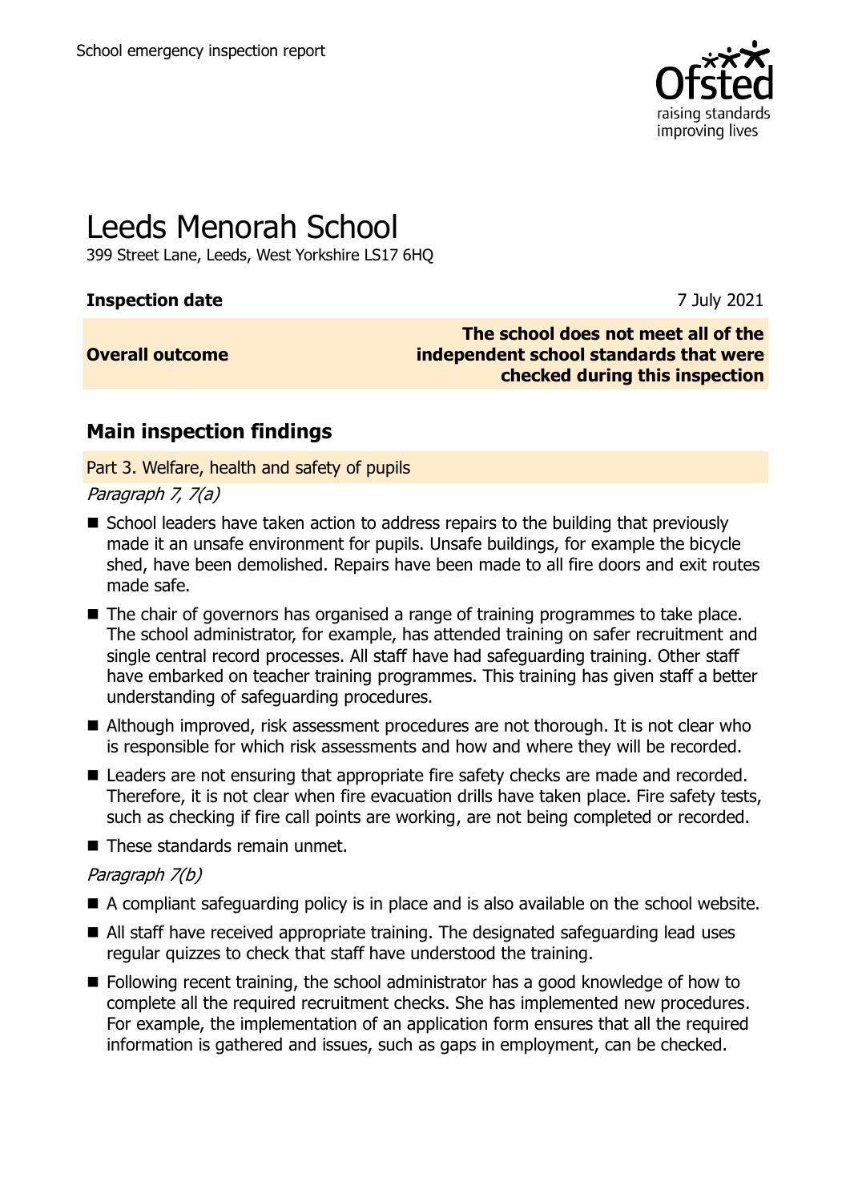School emergency inspection report

# Leeds Menorah School

399 Street Lane, Leeds, West Yorkshire LS17 6HQ

| **Inspection date** | 7 July 2021 |
| --- | --- |
| **Overall outcome** | **The school does not meet all of the independent school standards that were checked during this inspection** |

## Main inspection findings

### Part 3. Welfare, health and safety of pupils

*Paragraph 7, 7(a)*

- School leaders have taken action to address repairs to the building that previously made it an unsafe environment for pupils. Unsafe buildings, for example the bicycle shed, have been demolished. Repairs have been made to all fire doors and exit routes made safe.
- The chair of governors has organised a range of training programmes to take place. The school administrator, for example, has attended training on safer recruitment and single central record processes. All staff have had safeguarding training. Other staff have embarked on teacher training programmes. This training has given staff a better understanding of safeguarding procedures.
- Although improved, risk assessment procedures are not thorough. It is not clear who is responsible for which risk assessments and how and where they will be recorded.
- Leaders are not ensuring that appropriate fire safety checks are made and recorded. Therefore, it is not clear when fire evacuation drills have taken place. Fire safety tests, such as checking if fire call points are working, are not being completed or recorded.
- These standards remain unmet.

*Paragraph 7(b)*

- A compliant safeguarding policy is in place and is also available on the school website.
- All staff have received appropriate training. The designated safeguarding lead uses regular quizzes to check that staff have understood the training.
- Following recent training, the school administrator has a good knowledge of how to complete all the required recruitment checks. She has implemented new procedures. For example, the implementation of an application form ensures that all the required information is gathered and issues, such as gaps in employment, can be checked.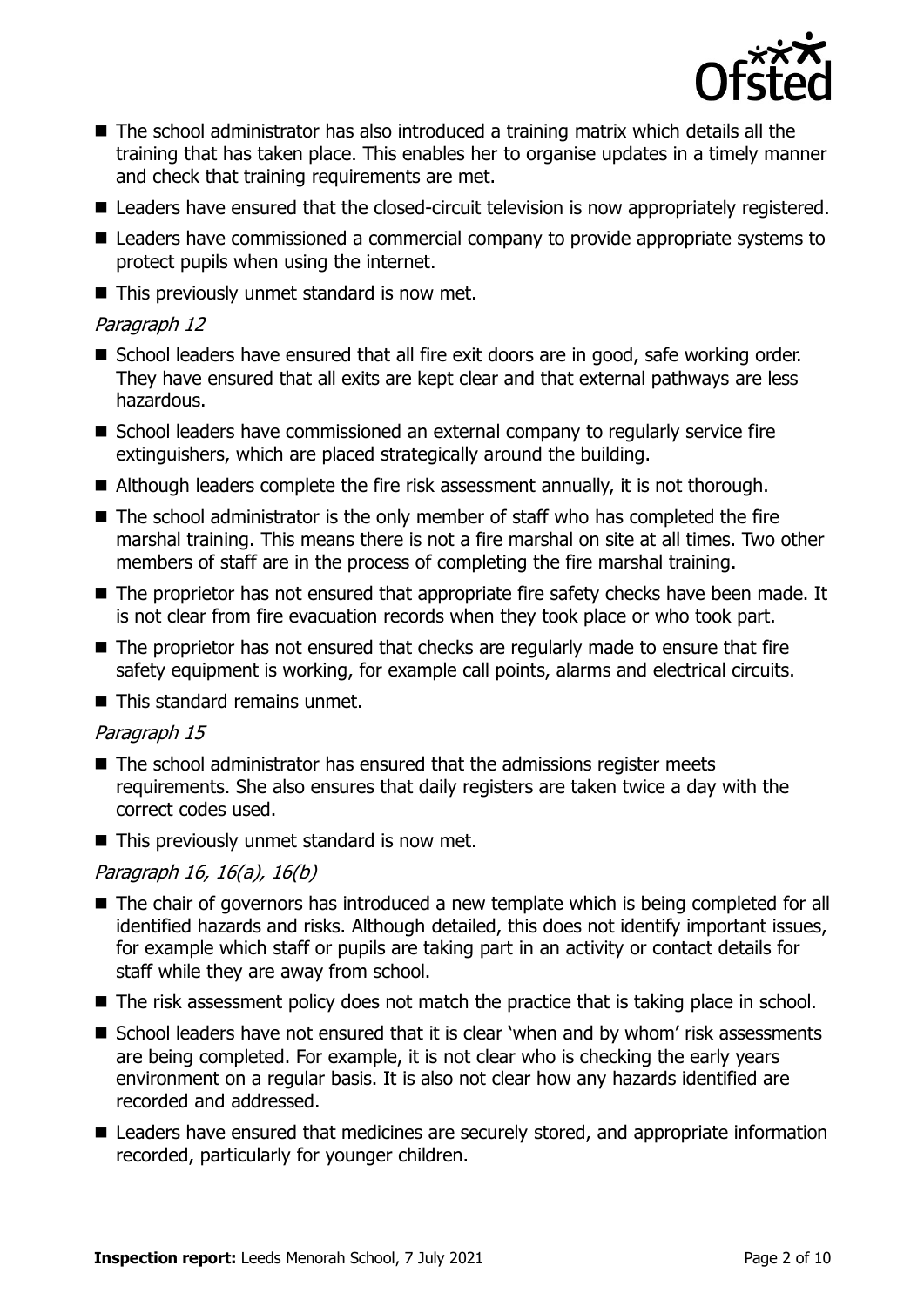- The school administrator has also introduced a training matrix which details all the training that has taken place. This enables her to organise updates in a timely manner and check that training requirements are met.
- Leaders have ensured that the closed-circuit television is now appropriately registered.
- Leaders have commissioned a commercial company to provide appropriate systems to protect pupils when using the internet.
- This previously unmet standard is now met.

*Paragraph 12*

- School leaders have ensured that all fire exit doors are in good, safe working order. They have ensured that all exits are kept clear and that external pathways are less hazardous.
- School leaders have commissioned an external company to regularly service fire extinguishers, which are placed strategically around the building.
- Although leaders complete the fire risk assessment annually, it is not thorough.
- The school administrator is the only member of staff who has completed the fire marshal training. This means there is not a fire marshal on site at all times. Two other members of staff are in the process of completing the fire marshal training.
- The proprietor has not ensured that appropriate fire safety checks have been made. It is not clear from fire evacuation records when they took place or who took part.
- The proprietor has not ensured that checks are regularly made to ensure that fire safety equipment is working, for example call points, alarms and electrical circuits.
- This standard remains unmet.

*Paragraph 15*

- The school administrator has ensured that the admissions register meets requirements. She also ensures that daily registers are taken twice a day with the correct codes used.
- This previously unmet standard is now met.

*Paragraph 16, 16(a), 16(b)*

- The chair of governors has introduced a new template which is being completed for all identified hazards and risks. Although detailed, this does not identify important issues, for example which staff or pupils are taking part in an activity or contact details for staff while they are away from school.
- The risk assessment policy does not match the practice that is taking place in school.
- School leaders have not ensured that it is clear 'when and by whom' risk assessments are being completed. For example, it is not clear who is checking the early years environment on a regular basis. It is also not clear how any hazards identified are recorded and addressed.
- Leaders have ensured that medicines are securely stored, and appropriate information recorded, particularly for younger children.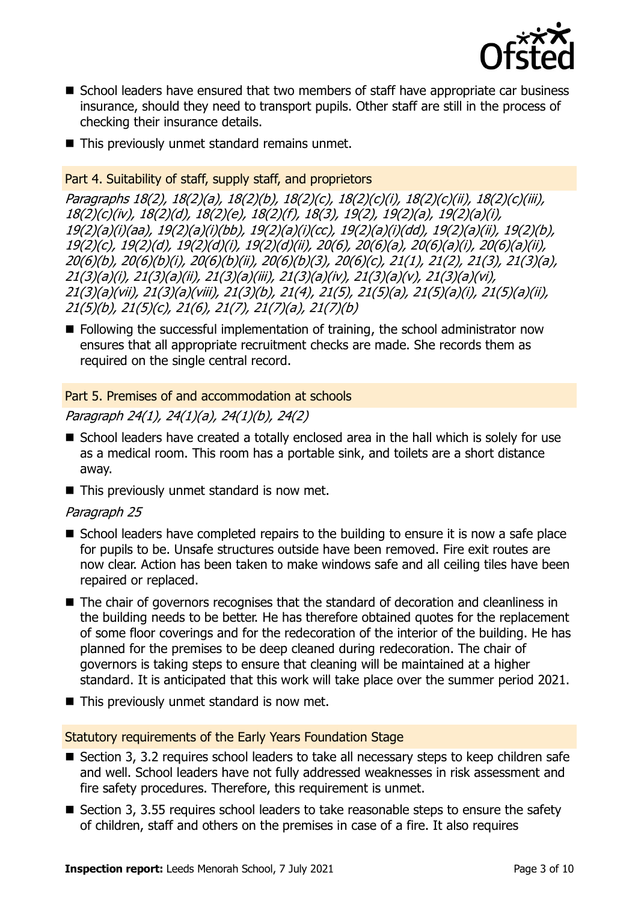- School leaders have ensured that two members of staff have appropriate car business insurance, should they need to transport pupils. Other staff are still in the process of checking their insurance details.
- This previously unmet standard remains unmet.

### Part 4. Suitability of staff, supply staff, and proprietors

*Paragraphs 18(2), 18(2)(a), 18(2)(b), 18(2)(c), 18(2)(c)(i), 18(2)(c)(ii), 18(2)(c)(iii), 18(2)(c)(iv), 18(2)(d), 18(2)(e), 18(2)(f), 18(3), 19(2), 19(2)(a), 19(2)(a)(i), 19(2)(a)(i)(aa), 19(2)(a)(i)(bb), 19(2)(a)(i)(cc), 19(2)(a)(i)(dd), 19(2)(a)(ii), 19(2)(b), 19(2)(c), 19(2)(d), 19(2)(d)(i), 19(2)(d)(ii), 20(6), 20(6)(a), 20(6)(a)(i), 20(6)(a)(ii), 20(6)(b), 20(6)(b)(i), 20(6)(b)(ii), 20(6)(b)(3), 20(6)(c), 21(1), 21(2), 21(3), 21(3)(a), 21(3)(a)(i), 21(3)(a)(ii), 21(3)(a)(iii), 21(3)(a)(iv), 21(3)(a)(v), 21(3)(a)(vi), 21(3)(a)(vii), 21(3)(a)(viii), 21(3)(b), 21(4), 21(5), 21(5)(a), 21(5)(a)(i), 21(5)(a)(ii), 21(5)(b), 21(5)(c), 21(6), 21(7), 21(7)(a), 21(7)(b)*

- Following the successful implementation of training, the school administrator now ensures that all appropriate recruitment checks are made. She records them as required on the single central record.

### Part 5. Premises of and accommodation at schools

*Paragraph 24(1), 24(1)(a), 24(1)(b), 24(2)*

- School leaders have created a totally enclosed area in the hall which is solely for use as a medical room. This room has a portable sink, and toilets are a short distance away.
- This previously unmet standard is now met.

*Paragraph 25*

- School leaders have completed repairs to the building to ensure it is now a safe place for pupils to be. Unsafe structures outside have been removed. Fire exit routes are now clear. Action has been taken to make windows safe and all ceiling tiles have been repaired or replaced.
- The chair of governors recognises that the standard of decoration and cleanliness in the building needs to be better. He has therefore obtained quotes for the replacement of some floor coverings and for the redecoration of the interior of the building. He has planned for the premises to be deep cleaned during redecoration. The chair of governors is taking steps to ensure that cleaning will be maintained at a higher standard. It is anticipated that this work will take place over the summer period 2021.
- This previously unmet standard is now met.

### Statutory requirements of the Early Years Foundation Stage

- Section 3, 3.2 requires school leaders to take all necessary steps to keep children safe and well. School leaders have not fully addressed weaknesses in risk assessment and fire safety procedures. Therefore, this requirement is unmet.
- Section 3, 3.55 requires school leaders to take reasonable steps to ensure the safety of children, staff and others on the premises in case of a fire. It also requires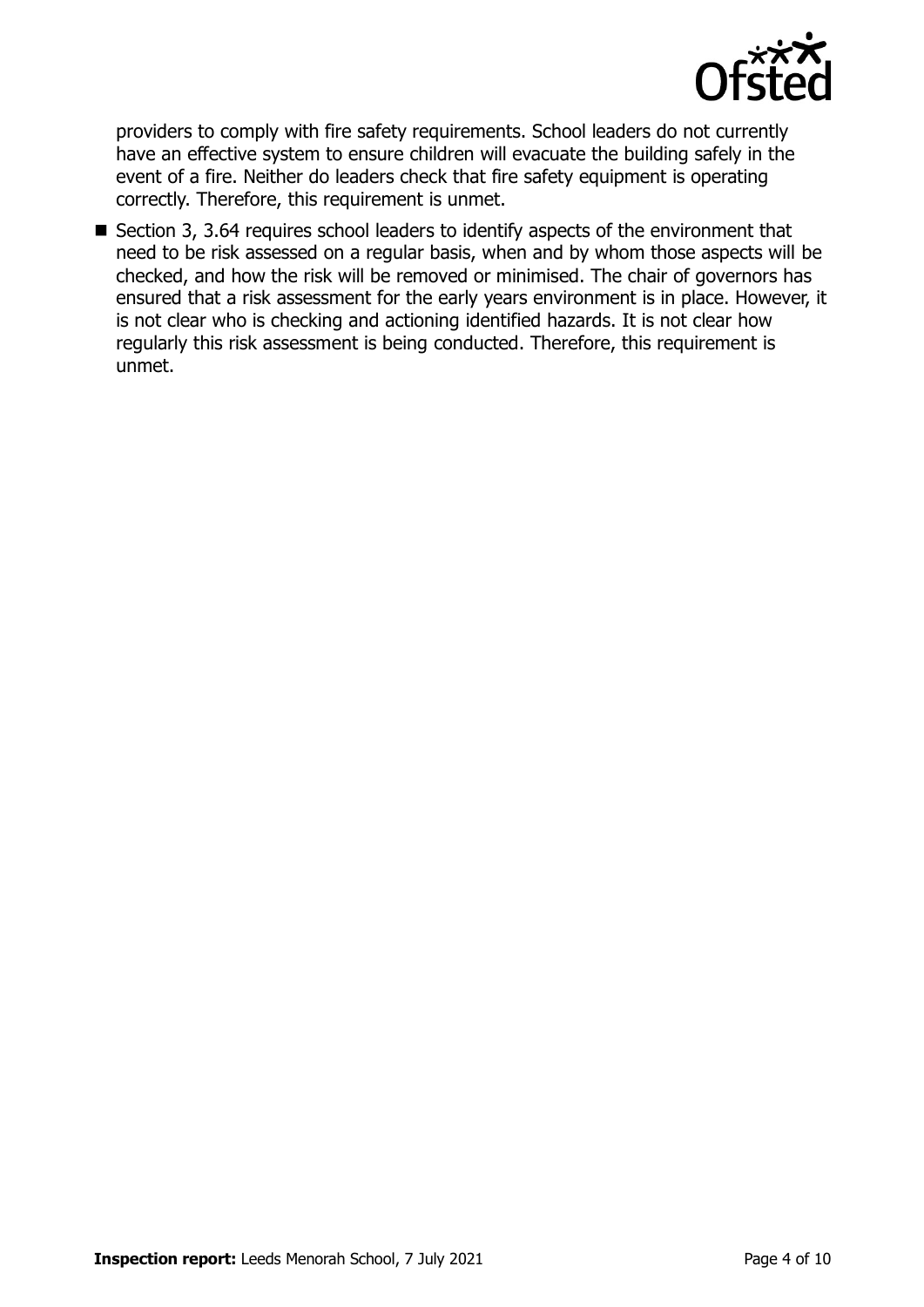providers to comply with fire safety requirements. School leaders do not currently have an effective system to ensure children will evacuate the building safely in the event of a fire. Neither do leaders check that fire safety equipment is operating correctly. Therefore, this requirement is unmet.

- Section 3, 3.64 requires school leaders to identify aspects of the environment that need to be risk assessed on a regular basis, when and by whom those aspects will be checked, and how the risk will be removed or minimised. The chair of governors has ensured that a risk assessment for the early years environment is in place. However, it is not clear who is checking and actioning identified hazards. It is not clear how regularly this risk assessment is being conducted. Therefore, this requirement is unmet.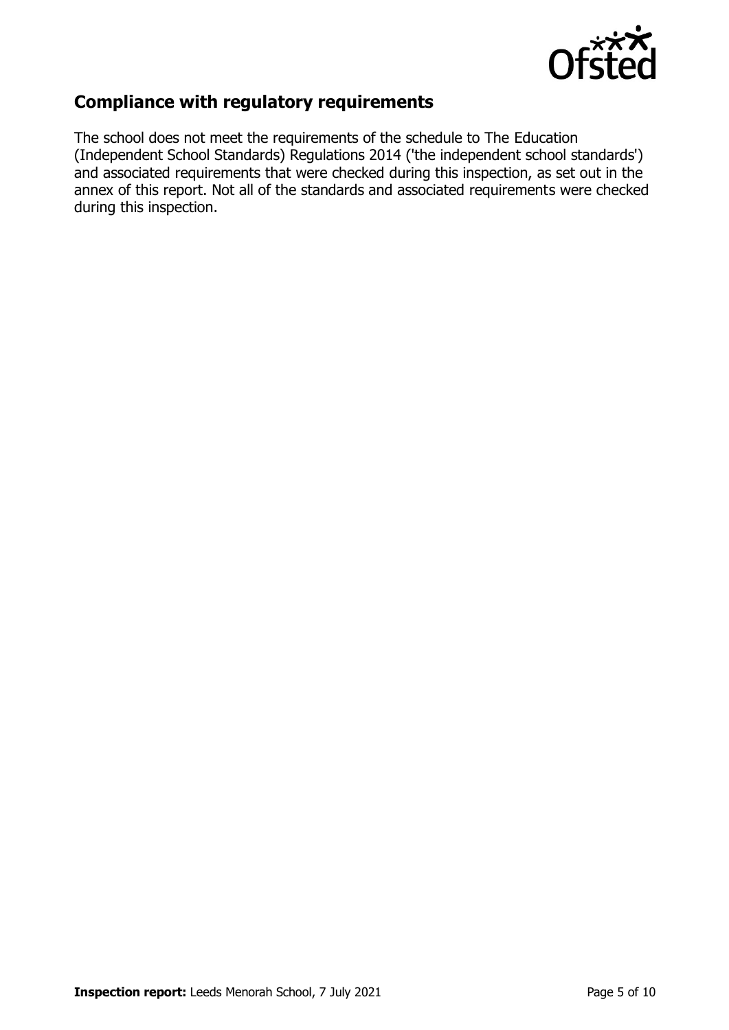## Compliance with regulatory requirements

The school does not meet the requirements of the schedule to The Education (Independent School Standards) Regulations 2014 ('the independent school standards') and associated requirements that were checked during this inspection, as set out in the annex of this report. Not all of the standards and associated requirements were checked during this inspection.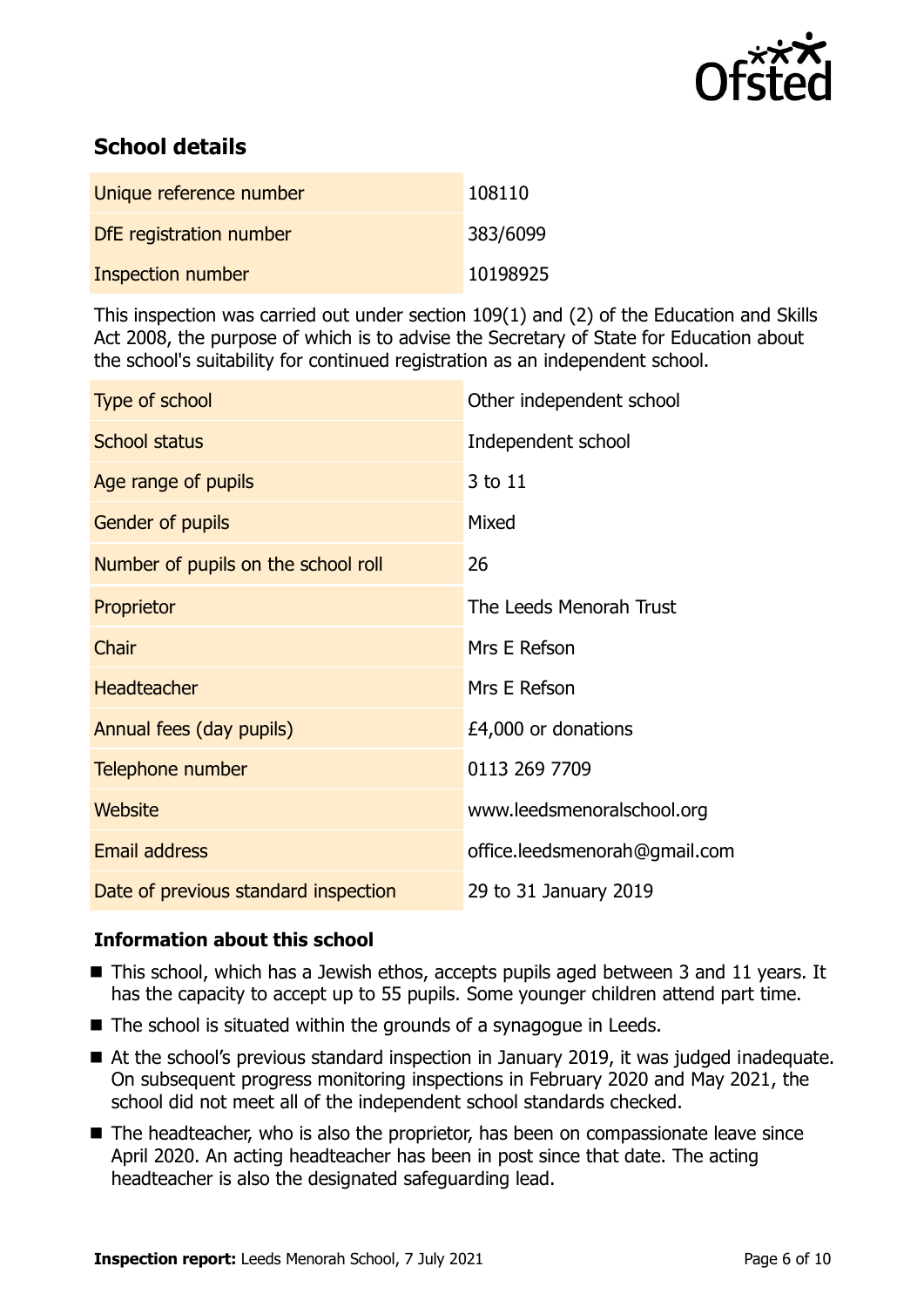## School details

| | |
|---|---|
| Unique reference number | 108110 |
| DfE registration number | 383/6099 |
| Inspection number | 10198925 |

This inspection was carried out under section 109(1) and (2) of the Education and Skills Act 2008, the purpose of which is to advise the Secretary of State for Education about the school's suitability for continued registration as an independent school.

| | |
|---|---|
| Type of school | Other independent school |
| School status | Independent school |
| Age range of pupils | 3 to 11 |
| Gender of pupils | Mixed |
| Number of pupils on the school roll | 26 |
| Proprietor | The Leeds Menorah Trust |
| Chair | Mrs E Refson |
| Headteacher | Mrs E Refson |
| Annual fees (day pupils) | £4,000 or donations |
| Telephone number | 0113 269 7709 |
| Website | www.leedsmenoralschool.org |
| Email address | office.leedsmenorah@gmail.com |
| Date of previous standard inspection | 29 to 31 January 2019 |

### Information about this school

- This school, which has a Jewish ethos, accepts pupils aged between 3 and 11 years. It has the capacity to accept up to 55 pupils. Some younger children attend part time.
- The school is situated within the grounds of a synagogue in Leeds.
- At the school's previous standard inspection in January 2019, it was judged inadequate. On subsequent progress monitoring inspections in February 2020 and May 2021, the school did not meet all of the independent school standards checked.
- The headteacher, who is also the proprietor, has been on compassionate leave since April 2020. An acting headteacher has been in post since that date. The acting headteacher is also the designated safeguarding lead.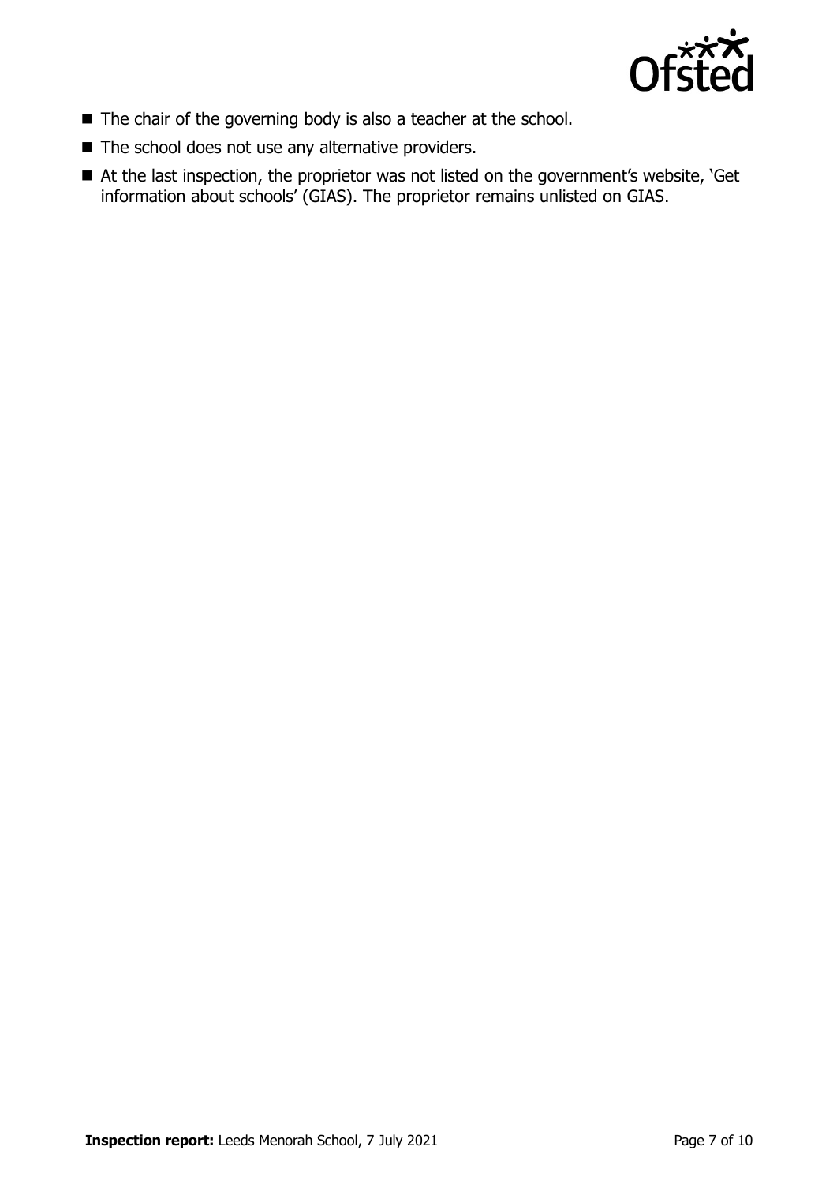- The chair of the governing body is also a teacher at the school.
- The school does not use any alternative providers.
- At the last inspection, the proprietor was not listed on the government's website, 'Get information about schools' (GIAS). The proprietor remains unlisted on GIAS.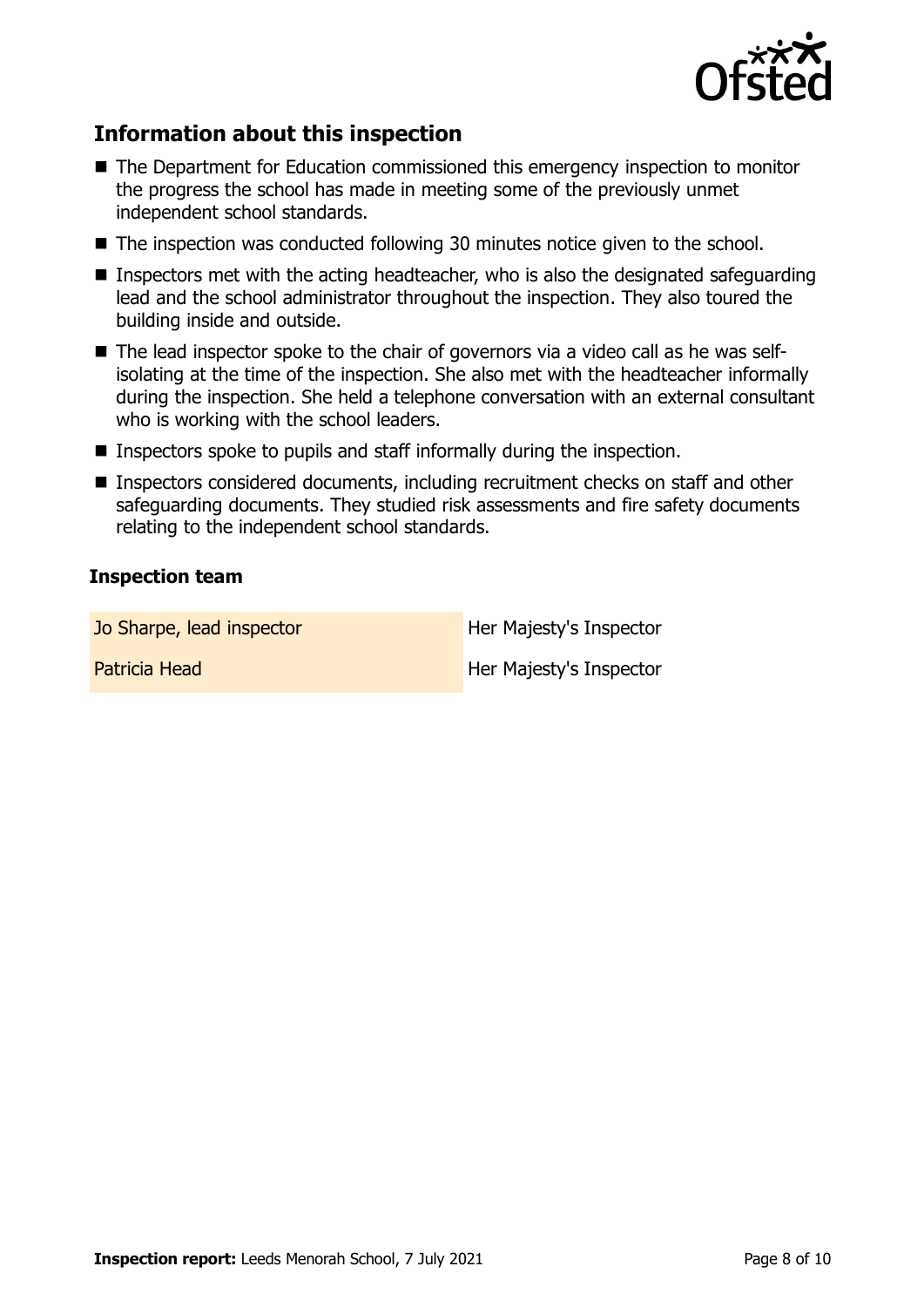## Information about this inspection

- The Department for Education commissioned this emergency inspection to monitor the progress the school has made in meeting some of the previously unmet independent school standards.
- The inspection was conducted following 30 minutes notice given to the school.
- Inspectors met with the acting headteacher, who is also the designated safeguarding lead and the school administrator throughout the inspection. They also toured the building inside and outside.
- The lead inspector spoke to the chair of governors via a video call as he was self-isolating at the time of the inspection. She also met with the headteacher informally during the inspection. She held a telephone conversation with an external consultant who is working with the school leaders.
- Inspectors spoke to pupils and staff informally during the inspection.
- Inspectors considered documents, including recruitment checks on staff and other safeguarding documents. They studied risk assessments and fire safety documents relating to the independent school standards.

### Inspection team

| | |
|---|---|
| Jo Sharpe, lead inspector | Her Majesty's Inspector |
| Patricia Head | Her Majesty's Inspector |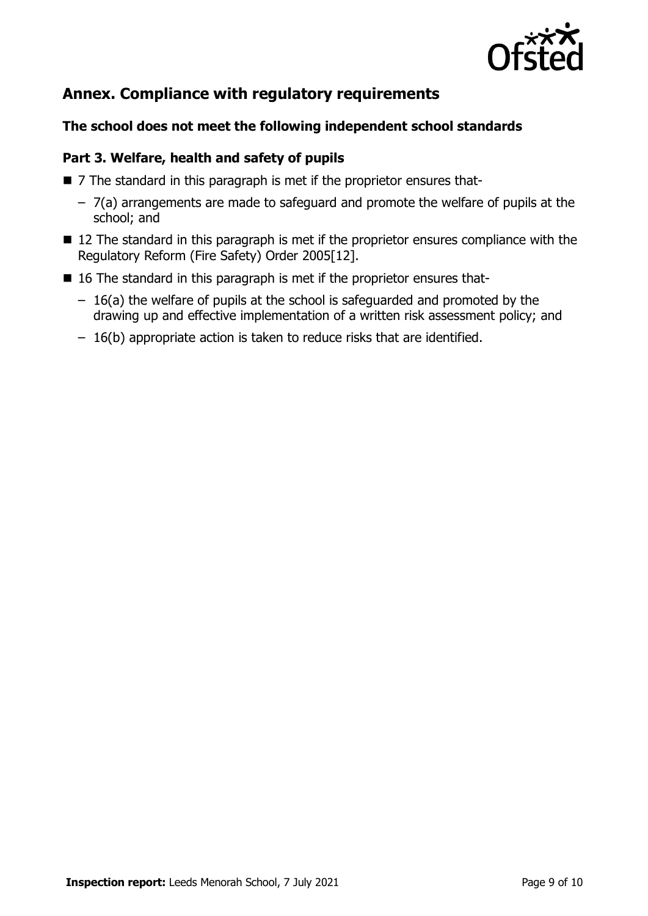## Annex. Compliance with regulatory requirements

### The school does not meet the following independent school standards

### Part 3. Welfare, health and safety of pupils

- 7 The standard in this paragraph is met if the proprietor ensures that-
  - 7(a) arrangements are made to safeguard and promote the welfare of pupils at the school; and
- 12 The standard in this paragraph is met if the proprietor ensures compliance with the Regulatory Reform (Fire Safety) Order 2005[12].
- 16 The standard in this paragraph is met if the proprietor ensures that-
  - 16(a) the welfare of pupils at the school is safeguarded and promoted by the drawing up and effective implementation of a written risk assessment policy; and
  - 16(b) appropriate action is taken to reduce risks that are identified.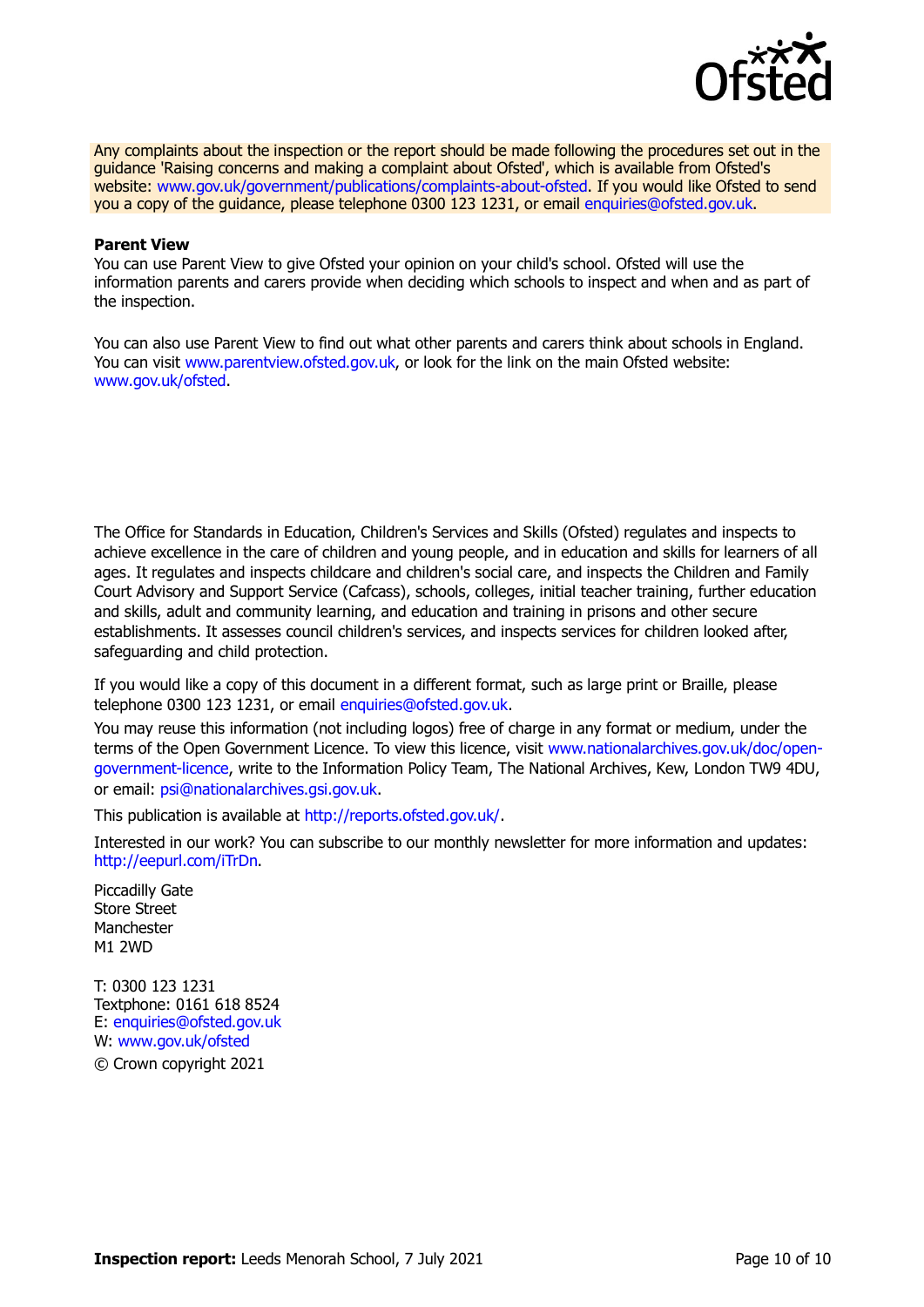Any complaints about the inspection or the report should be made following the procedures set out in the guidance 'Raising concerns and making a complaint about Ofsted', which is available from Ofsted's website: www.gov.uk/government/publications/complaints-about-ofsted. If you would like Ofsted to send you a copy of the guidance, please telephone 0300 123 1231, or email enquiries@ofsted.gov.uk.

**Parent View**

You can use Parent View to give Ofsted your opinion on your child's school. Ofsted will use the information parents and carers provide when deciding which schools to inspect and when and as part of the inspection.

You can also use Parent View to find out what other parents and carers think about schools in England. You can visit www.parentview.ofsted.gov.uk, or look for the link on the main Ofsted website: www.gov.uk/ofsted.

The Office for Standards in Education, Children's Services and Skills (Ofsted) regulates and inspects to achieve excellence in the care of children and young people, and in education and skills for learners of all ages. It regulates and inspects childcare and children's social care, and inspects the Children and Family Court Advisory and Support Service (Cafcass), schools, colleges, initial teacher training, further education and skills, adult and community learning, and education and training in prisons and other secure establishments. It assesses council children's services, and inspects services for children looked after, safeguarding and child protection.

If you would like a copy of this document in a different format, such as large print or Braille, please telephone 0300 123 1231, or email enquiries@ofsted.gov.uk.

You may reuse this information (not including logos) free of charge in any format or medium, under the terms of the Open Government Licence. To view this licence, visit www.nationalarchives.gov.uk/doc/open-government-licence, write to the Information Policy Team, The National Archives, Kew, London TW9 4DU, or email: psi@nationalarchives.gsi.gov.uk.

This publication is available at http://reports.ofsted.gov.uk/.

Interested in our work? You can subscribe to our monthly newsletter for more information and updates: http://eepurl.com/iTrDn.

Piccadilly Gate
Store Street
Manchester
M1 2WD

T: 0300 123 1231
Textphone: 0161 618 8524
E: enquiries@ofsted.gov.uk
W: www.gov.uk/ofsted

© Crown copyright 2021